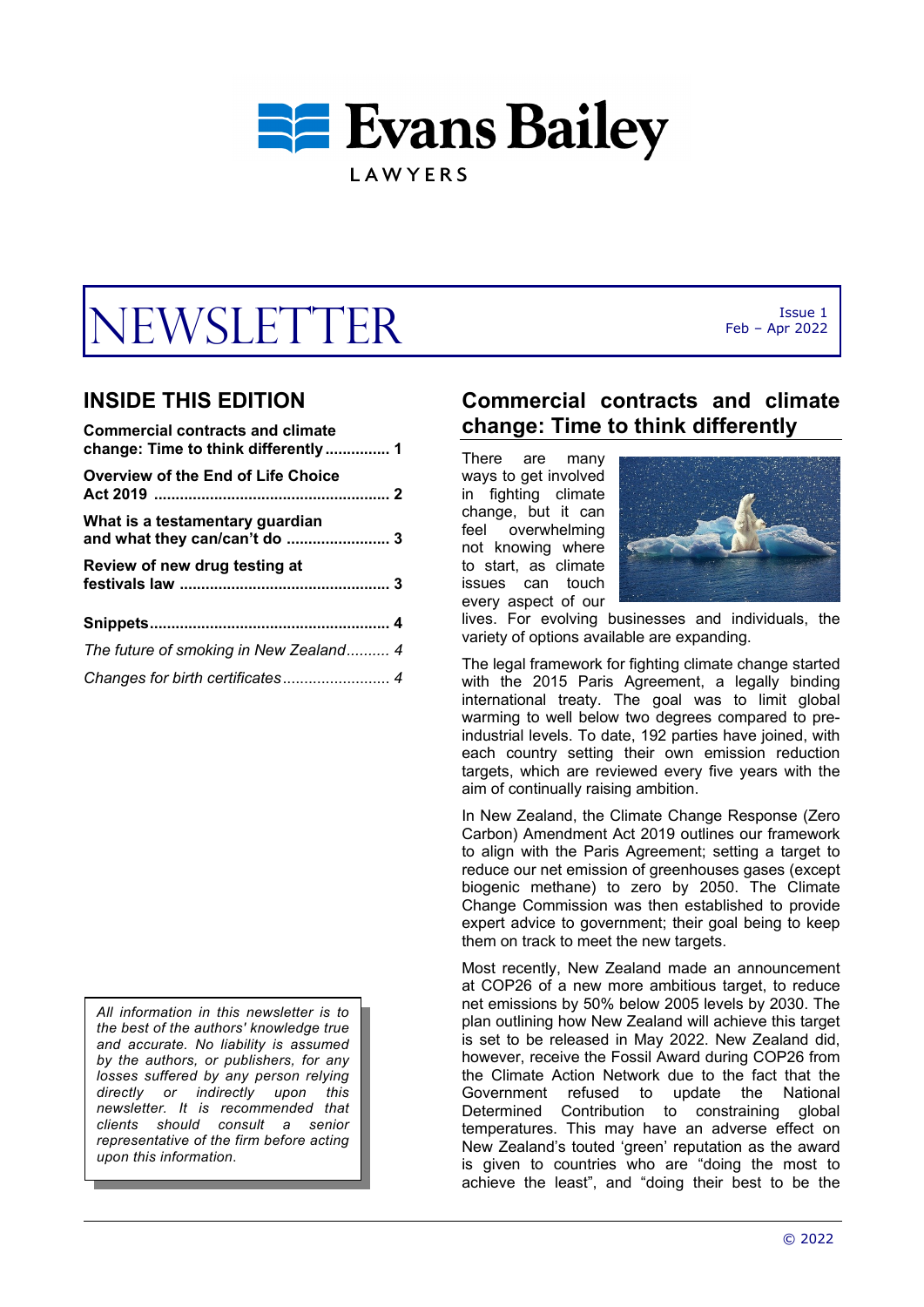# Evans Bailey

LAWYERS

# NEWSLETTER

Issue 1
Feb – Apr 2022

## INSIDE THIS EDITION

**Commercial contracts and climate change: Time to think differently ............... 1**

**Overview of the End of Life Choice Act 2019 ...................................................... 2**

**What is a testamentary guardian and what they can/can't do ........................ 3**

**Review of new drug testing at festivals law ................................................ 3**

**Snippets....................................................... 4**

*The future of smoking in New Zealand.......... 4*

*Changes for birth certificates......................... 4*

*All information in this newsletter is to the best of the authors' knowledge true and accurate. No liability is assumed by the authors, or publishers, for any losses suffered by any person relying directly or indirectly upon this newsletter. It is recommended that clients should consult a senior representative of the firm before acting upon this information.*

## Commercial contracts and climate change: Time to think differently

There are many ways to get involved in fighting climate change, but it can feel overwhelming not knowing where to start, as climate issues can touch every aspect of our lives. For evolving businesses and individuals, the variety of options available are expanding.

The legal framework for fighting climate change started with the 2015 Paris Agreement, a legally binding international treaty. The goal was to limit global warming to well below two degrees compared to pre-industrial levels. To date, 192 parties have joined, with each country setting their own emission reduction targets, which are reviewed every five years with the aim of continually raising ambition.

In New Zealand, the Climate Change Response (Zero Carbon) Amendment Act 2019 outlines our framework to align with the Paris Agreement; setting a target to reduce our net emission of greenhouses gases (except biogenic methane) to zero by 2050. The Climate Change Commission was then established to provide expert advice to government; their goal being to keep them on track to meet the new targets.

Most recently, New Zealand made an announcement at COP26 of a new more ambitious target, to reduce net emissions by 50% below 2005 levels by 2030. The plan outlining how New Zealand will achieve this target is set to be released in May 2022. New Zealand did, however, receive the Fossil Award during COP26 from the Climate Action Network due to the fact that the Government refused to update the National Determined Contribution to constraining global temperatures. This may have an adverse effect on New Zealand's touted 'green' reputation as the award is given to countries who are "doing the most to achieve the least", and "doing their best to be the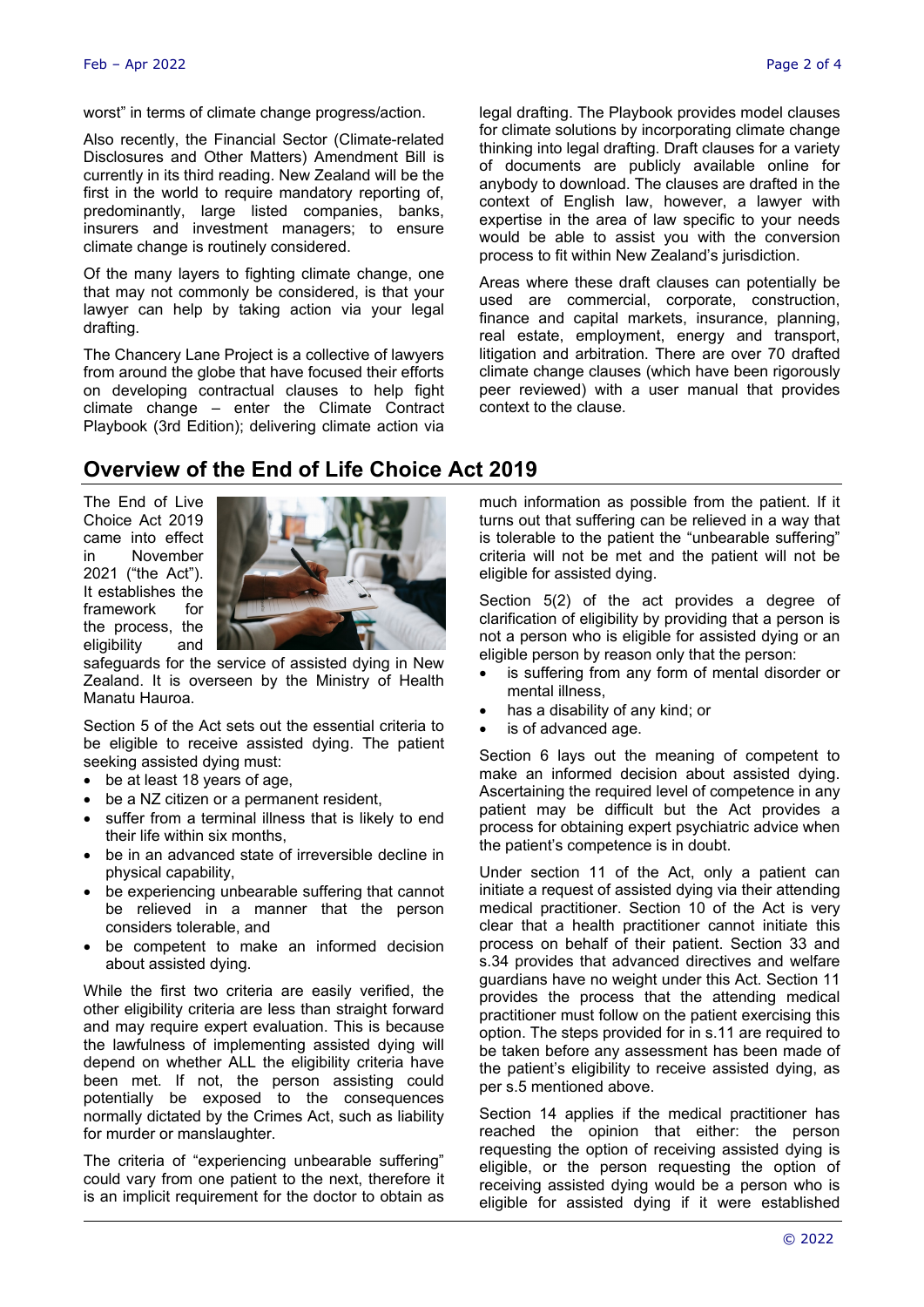worst" in terms of climate change progress/action.

Also recently, the Financial Sector (Climate-related Disclosures and Other Matters) Amendment Bill is currently in its third reading. New Zealand will be the first in the world to require mandatory reporting of, predominantly, large listed companies, banks, insurers and investment managers; to ensure climate change is routinely considered.

Of the many layers to fighting climate change, one that may not commonly be considered, is that your lawyer can help by taking action via your legal drafting.

The Chancery Lane Project is a collective of lawyers from around the globe that have focused their efforts on developing contractual clauses to help fight climate change – enter the Climate Contract Playbook (3rd Edition); delivering climate action via legal drafting. The Playbook provides model clauses for climate solutions by incorporating climate change thinking into legal drafting. Draft clauses for a variety of documents are publicly available online for anybody to download. The clauses are drafted in the context of English law, however, a lawyer with expertise in the area of law specific to your needs would be able to assist you with the conversion process to fit within New Zealand's jurisdiction.

Areas where these draft clauses can potentially be used are commercial, corporate, construction, finance and capital markets, insurance, planning, real estate, employment, energy and transport, litigation and arbitration. There are over 70 drafted climate change clauses (which have been rigorously peer reviewed) with a user manual that provides context to the clause.

## Overview of the End of Life Choice Act 2019

The End of Live Choice Act 2019 came into effect in November 2021 ("the Act"). It establishes the framework for the process, the eligibility and safeguards for the service of assisted dying in New Zealand. It is overseen by the Ministry of Health Manatu Hauroa.

Section 5 of the Act sets out the essential criteria to be eligible to receive assisted dying. The patient seeking assisted dying must:

- be at least 18 years of age,
- be a NZ citizen or a permanent resident,
- suffer from a terminal illness that is likely to end their life within six months,
- be in an advanced state of irreversible decline in physical capability,
- be experiencing unbearable suffering that cannot be relieved in a manner that the person considers tolerable, and
- be competent to make an informed decision about assisted dying.

While the first two criteria are easily verified, the other eligibility criteria are less than straight forward and may require expert evaluation. This is because the lawfulness of implementing assisted dying will depend on whether ALL the eligibility criteria have been met. If not, the person assisting could potentially be exposed to the consequences normally dictated by the Crimes Act, such as liability for murder or manslaughter.

The criteria of "experiencing unbearable suffering" could vary from one patient to the next, therefore it is an implicit requirement for the doctor to obtain as much information as possible from the patient. If it turns out that suffering can be relieved in a way that is tolerable to the patient the "unbearable suffering" criteria will not be met and the patient will not be eligible for assisted dying.

Section 5(2) of the act provides a degree of clarification of eligibility by providing that a person is not a person who is eligible for assisted dying or an eligible person by reason only that the person:

- is suffering from any form of mental disorder or mental illness,
- has a disability of any kind; or
- is of advanced age.

Section 6 lays out the meaning of competent to make an informed decision about assisted dying. Ascertaining the required level of competence in any patient may be difficult but the Act provides a process for obtaining expert psychiatric advice when the patient's competence is in doubt.

Under section 11 of the Act, only a patient can initiate a request of assisted dying via their attending medical practitioner. Section 10 of the Act is very clear that a health practitioner cannot initiate this process on behalf of their patient. Section 33 and s.34 provides that advanced directives and welfare guardians have no weight under this Act. Section 11 provides the process that the attending medical practitioner must follow on the patient exercising this option. The steps provided for in s.11 are required to be taken before any assessment has been made of the patient's eligibility to receive assisted dying, as per s.5 mentioned above.

Section 14 applies if the medical practitioner has reached the opinion that either: the person requesting the option of receiving assisted dying is eligible, or the person requesting the option of receiving assisted dying would be a person who is eligible for assisted dying if it were established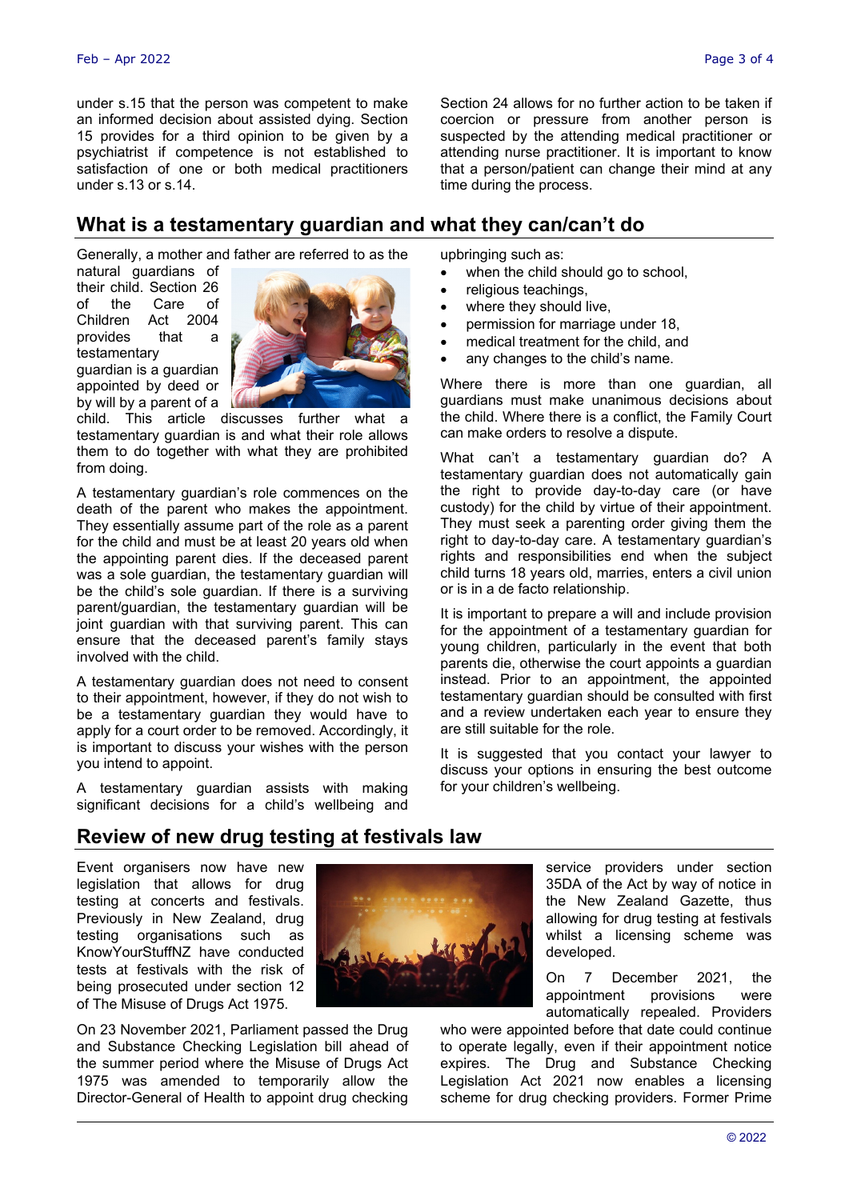under s.15 that the person was competent to make an informed decision about assisted dying. Section 15 provides for a third opinion to be given by a psychiatrist if competence is not established to satisfaction of one or both medical practitioners under s.13 or s.14.

Section 24 allows for no further action to be taken if coercion or pressure from another person is suspected by the attending medical practitioner or attending nurse practitioner. It is important to know that a person/patient can change their mind at any time during the process.

## What is a testamentary guardian and what they can/can't do

Generally, a mother and father are referred to as the natural guardians of their child. Section 26 of the Care of Children Act 2004 provides that a testamentary guardian is a guardian appointed by deed or by will by a parent of a child. This article discusses further what a testamentary guardian is and what their role allows them to do together with what they are prohibited from doing.

A testamentary guardian's role commences on the death of the parent who makes the appointment. They essentially assume part of the role as a parent for the child and must be at least 20 years old when the appointing parent dies. If the deceased parent was a sole guardian, the testamentary guardian will be the child's sole guardian. If there is a surviving parent/guardian, the testamentary guardian will be joint guardian with that surviving parent. This can ensure that the deceased parent's family stays involved with the child.

A testamentary guardian does not need to consent to their appointment, however, if they do not wish to be a testamentary guardian they would have to apply for a court order to be removed. Accordingly, it is important to discuss your wishes with the person you intend to appoint.

A testamentary guardian assists with making significant decisions for a child's wellbeing and upbringing such as:

- when the child should go to school,
- religious teachings,
- where they should live,
- permission for marriage under 18,
- medical treatment for the child, and
- any changes to the child's name.

Where there is more than one guardian, all guardians must make unanimous decisions about the child. Where there is a conflict, the Family Court can make orders to resolve a dispute.

What can't a testamentary guardian do? A testamentary guardian does not automatically gain the right to provide day-to-day care (or have custody) for the child by virtue of their appointment. They must seek a parenting order giving them the right to day-to-day care. A testamentary guardian's rights and responsibilities end when the subject child turns 18 years old, marries, enters a civil union or is in a de facto relationship.

It is important to prepare a will and include provision for the appointment of a testamentary guardian for young children, particularly in the event that both parents die, otherwise the court appoints a guardian instead. Prior to an appointment, the appointed testamentary guardian should be consulted with first and a review undertaken each year to ensure they are still suitable for the role.

It is suggested that you contact your lawyer to discuss your options in ensuring the best outcome for your children's wellbeing.

## Review of new drug testing at festivals law

Event organisers now have new legislation that allows for drug testing at concerts and festivals. Previously in New Zealand, drug testing organisations such as KnowYourStuffNZ have conducted tests at festivals with the risk of being prosecuted under section 12 of The Misuse of Drugs Act 1975.

On 23 November 2021, Parliament passed the Drug and Substance Checking Legislation bill ahead of the summer period where the Misuse of Drugs Act 1975 was amended to temporarily allow the Director-General of Health to appoint drug checking service providers under section 35DA of the Act by way of notice in the New Zealand Gazette, thus allowing for drug testing at festivals whilst a licensing scheme was developed.

On 7 December 2021, the appointment provisions were automatically repealed. Providers who were appointed before that date could continue to operate legally, even if their appointment notice expires. The Drug and Substance Checking Legislation Act 2021 now enables a licensing scheme for drug checking providers. Former Prime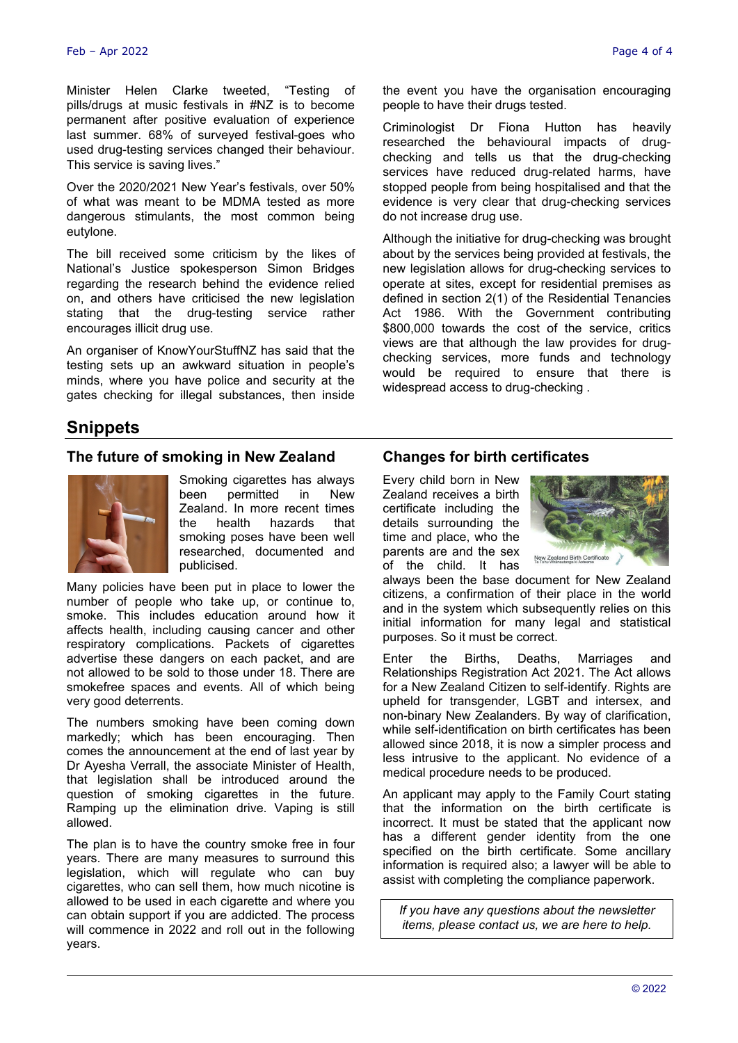Minister Helen Clarke tweeted, "Testing of pills/drugs at music festivals in #NZ is to become permanent after positive evaluation of experience last summer. 68% of surveyed festival-goes who used drug-testing services changed their behaviour. This service is saving lives."

Over the 2020/2021 New Year's festivals, over 50% of what was meant to be MDMA tested as more dangerous stimulants, the most common being eutylone.

The bill received some criticism by the likes of National's Justice spokesperson Simon Bridges regarding the research behind the evidence relied on, and others have criticised the new legislation stating that the drug-testing service rather encourages illicit drug use.

An organiser of KnowYourStuffNZ has said that the testing sets up an awkward situation in people's minds, where you have police and security at the gates checking for illegal substances, then inside the event you have the organisation encouraging people to have their drugs tested.

Criminologist Dr Fiona Hutton has heavily researched the behavioural impacts of drug-checking and tells us that the drug-checking services have reduced drug-related harms, have stopped people from being hospitalised and that the evidence is very clear that drug-checking services do not increase drug use.

Although the initiative for drug-checking was brought about by the services being provided at festivals, the new legislation allows for drug-checking services to operate at sites, except for residential premises as defined in section 2(1) of the Residential Tenancies Act 1986. With the Government contributing $800,000 towards the cost of the service, critics views are that although the law provides for drug-checking services, more funds and technology would be required to ensure that there is widespread access to drug-checking .

## Snippets

### The future of smoking in New Zealand

Smoking cigarettes has always been permitted in New Zealand. In more recent times the health hazards that smoking poses have been well researched, documented and publicised.

Many policies have been put in place to lower the number of people who take up, or continue to, smoke. This includes education around how it affects health, including causing cancer and other respiratory complications. Packets of cigarettes advertise these dangers on each packet, and are not allowed to be sold to those under 18. There are smokefree spaces and events. All of which being very good deterrents.

The numbers smoking have been coming down markedly; which has been encouraging. Then comes the announcement at the end of last year by Dr Ayesha Verrall, the associate Minister of Health, that legislation shall be introduced around the question of smoking cigarettes in the future. Ramping up the elimination drive. Vaping is still allowed.

The plan is to have the country smoke free in four years. There are many measures to surround this legislation, which will regulate who can buy cigarettes, who can sell them, how much nicotine is allowed to be used in each cigarette and where you can obtain support if you are addicted. The process will commence in 2022 and roll out in the following years.

### Changes for birth certificates

Every child born in New Zealand receives a birth certificate including the details surrounding the time and place, who the parents are and the sex of the child. It has always been the base document for New Zealand citizens, a confirmation of their place in the world and in the system which subsequently relies on this initial information for many legal and statistical purposes. So it must be correct.

Enter the Births, Deaths, Marriages and Relationships Registration Act 2021. The Act allows for a New Zealand Citizen to self-identify. Rights are upheld for transgender, LGBT and intersex, and non-binary New Zealanders. By way of clarification, while self-identification on birth certificates has been allowed since 2018, it is now a simpler process and less intrusive to the applicant. No evidence of a medical procedure needs to be produced.

An applicant may apply to the Family Court stating that the information on the birth certificate is incorrect. It must be stated that the applicant now has a different gender identity from the one specified on the birth certificate. Some ancillary information is required also; a lawyer will be able to assist with completing the compliance paperwork.

*If you have any questions about the newsletter items, please contact us, we are here to help.*